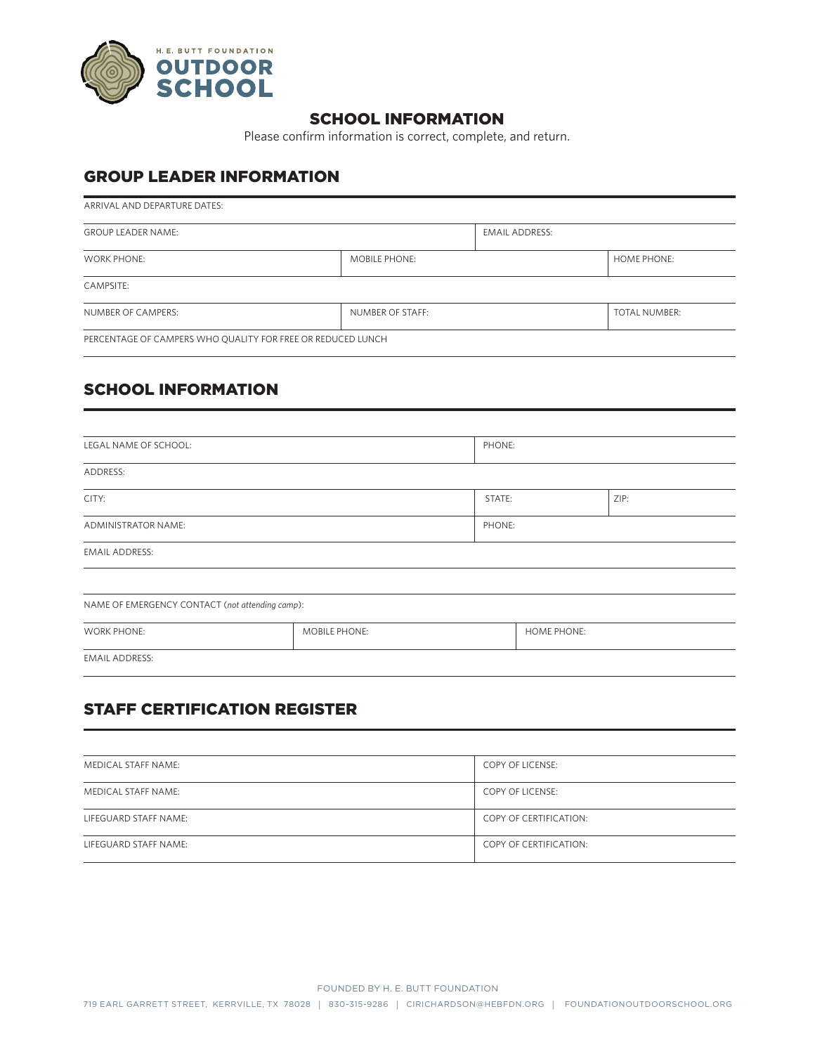H. E. BUTT FOUNDATION
OUTDOOR SCHOOL

# SCHOOL INFORMATION

Please confirm information is correct, complete, and return.

## GROUP LEADER INFORMATION

| | | |
|---|---|---|
| ARRIVAL AND DEPARTURE DATES: | | |
| GROUP LEADER NAME: | | EMAIL ADDRESS: |
| WORK PHONE: | MOBILE PHONE: | HOME PHONE: |
| CAMPSITE: | | |
| NUMBER OF CAMPERS: | NUMBER OF STAFF: | TOTAL NUMBER: |
| PERCENTAGE OF CAMPERS WHO QUALITY FOR FREE OR REDUCED LUNCH | | |

## SCHOOL INFORMATION

| | | |
|---|---|---|
| LEGAL NAME OF SCHOOL: | PHONE: | |
| ADDRESS: | | |
| CITY: | STATE: | ZIP: |
| ADMINISTRATOR NAME: | PHONE: | |
| EMAIL ADDRESS: | | |

| | | |
|---|---|---|
| NAME OF EMERGENCY CONTACT (*not attending camp*): | | |
| WORK PHONE: | MOBILE PHONE: | HOME PHONE: |
| EMAIL ADDRESS: | | |

## STAFF CERTIFICATION REGISTER

| | |
|---|---|
| MEDICAL STAFF NAME: | COPY OF LICENSE: |
| MEDICAL STAFF NAME: | COPY OF LICENSE: |
| LIFEGUARD STAFF NAME: | COPY OF CERTIFICATION: |
| LIFEGUARD STAFF NAME: | COPY OF CERTIFICATION: |

FOUNDED BY H. E. BUTT FOUNDATION

719 EARL GARRETT STREET, KERRVILLE, TX 78028 | 830-315-9286 | CIRICHARDSON@HEBFDN.ORG | FOUNDATIONOUTDOORSCHOOL.ORG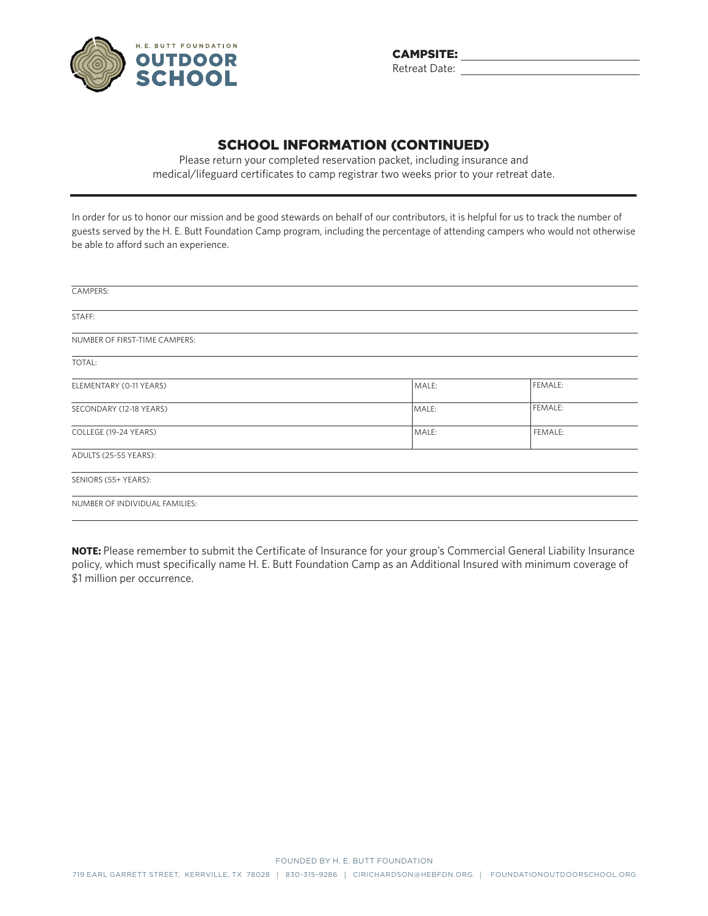H. E. BUTT FOUNDATION
**OUTDOOR SCHOOL**

**CAMPSITE:** ______________________

Retreat Date: ______________________

## SCHOOL INFORMATION (CONTINUED)

Please return your completed reservation packet, including insurance and medical/lifeguard certificates to camp registrar two weeks prior to your retreat date.

---

In order for us to honor our mission and be good stewards on behalf of our contributors, it is helpful for us to track the number of guests served by the H. E. Butt Foundation Camp program, including the percentage of attending campers who would not otherwise be able to afford such an experience.

| | | |
|---|---|---|
| CAMPERS: | | |
| STAFF: | | |
| NUMBER OF FIRST-TIME CAMPERS: | | |
| TOTAL: | | |
| ELEMENTARY (0-11 YEARS) | MALE: | FEMALE: |
| SECONDARY (12-18 YEARS) | MALE: | FEMALE: |
| COLLEGE (19-24 YEARS) | MALE: | FEMALE: |
| ADULTS (25-55 YEARS): | | |
| SENIORS (55+ YEARS): | | |
| NUMBER OF INDIVIDUAL FAMILIES: | | |

**NOTE:** Please remember to submit the Certificate of Insurance for your group's Commercial General Liability Insurance policy, which must specifically name H. E. Butt Foundation Camp as an Additional Insured with minimum coverage of $1 million per occurrence.

FOUNDED BY H. E. BUTT FOUNDATION

719 EARL GARRETT STREET, KERRVILLE, TX 78028 | 830-315-9286 | CIRICHARDSON@HEBFDN.ORG | FOUNDATIONOUTDOORSCHOOL.ORG